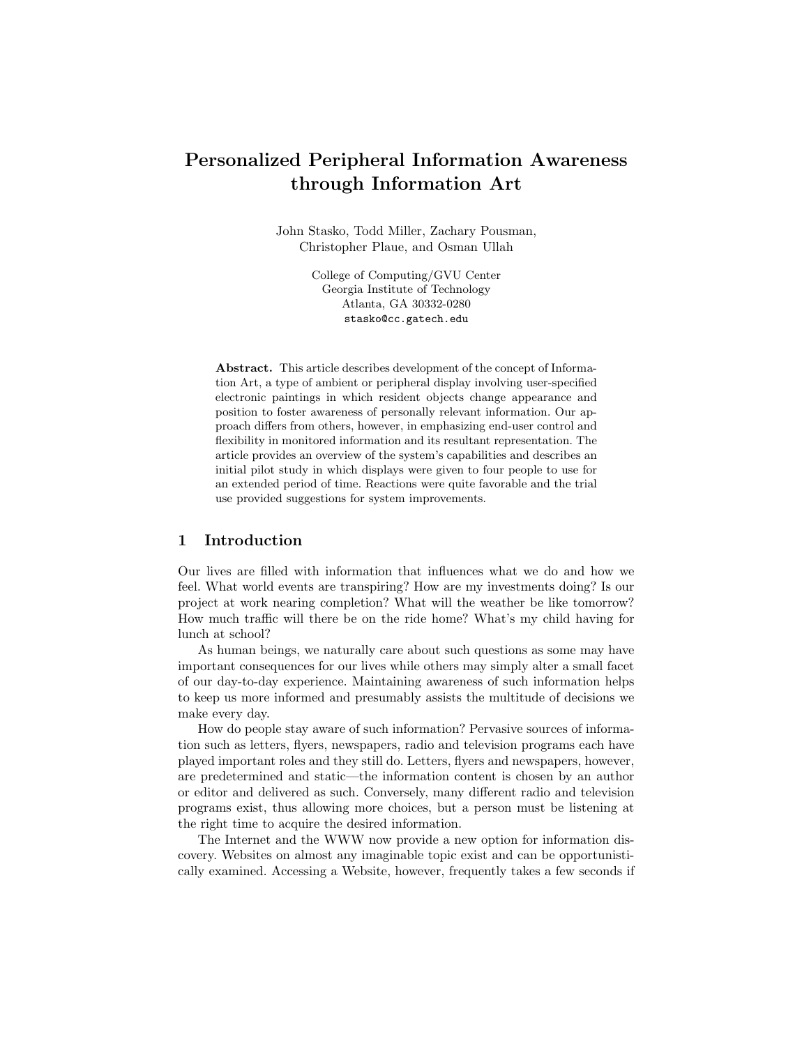# Personalized Peripheral Information Awareness through Information Art

John Stasko, Todd Miller, Zachary Pousman,
Christopher Plaue, and Osman Ullah

College of Computing/GVU Center
Georgia Institute of Technology
Atlanta, GA 30332-0280
stasko@cc.gatech.edu

**Abstract.** This article describes development of the concept of Information Art, a type of ambient or peripheral display involving user-specified electronic paintings in which resident objects change appearance and position to foster awareness of personally relevant information. Our approach differs from others, however, in emphasizing end-user control and flexibility in monitored information and its resultant representation. The article provides an overview of the system's capabilities and describes an initial pilot study in which displays were given to four people to use for an extended period of time. Reactions were quite favorable and the trial use provided suggestions for system improvements.

## 1 Introduction

Our lives are filled with information that influences what we do and how we feel. What world events are transpiring? How are my investments doing? Is our project at work nearing completion? What will the weather be like tomorrow? How much traffic will there be on the ride home? What's my child having for lunch at school?

As human beings, we naturally care about such questions as some may have important consequences for our lives while others may simply alter a small facet of our day-to-day experience. Maintaining awareness of such information helps to keep us more informed and presumably assists the multitude of decisions we make every day.

How do people stay aware of such information? Pervasive sources of information such as letters, flyers, newspapers, radio and television programs each have played important roles and they still do. Letters, flyers and newspapers, however, are predetermined and static—the information content is chosen by an author or editor and delivered as such. Conversely, many different radio and television programs exist, thus allowing more choices, but a person must be listening at the right time to acquire the desired information.

The Internet and the WWW now provide a new option for information discovery. Websites on almost any imaginable topic exist and can be opportunistically examined. Accessing a Website, however, frequently takes a few seconds if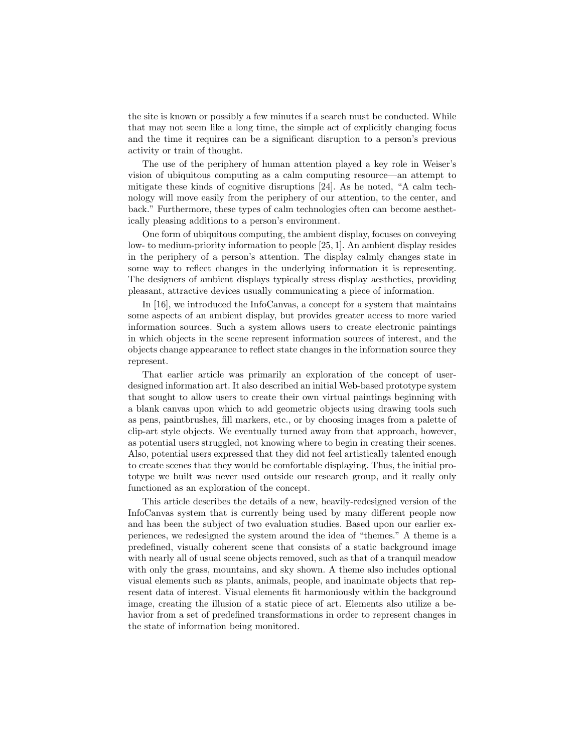the site is known or possibly a few minutes if a search must be conducted. While that may not seem like a long time, the simple act of explicitly changing focus and the time it requires can be a significant disruption to a person's previous activity or train of thought.

The use of the periphery of human attention played a key role in Weiser's vision of ubiquitous computing as a calm computing resource—an attempt to mitigate these kinds of cognitive disruptions [24]. As he noted, "A calm technology will move easily from the periphery of our attention, to the center, and back." Furthermore, these types of calm technologies often can become aesthetically pleasing additions to a person's environment.

One form of ubiquitous computing, the ambient display, focuses on conveying low- to medium-priority information to people [25, 1]. An ambient display resides in the periphery of a person's attention. The display calmly changes state in some way to reflect changes in the underlying information it is representing. The designers of ambient displays typically stress display aesthetics, providing pleasant, attractive devices usually communicating a piece of information.

In [16], we introduced the InfoCanvas, a concept for a system that maintains some aspects of an ambient display, but provides greater access to more varied information sources. Such a system allows users to create electronic paintings in which objects in the scene represent information sources of interest, and the objects change appearance to reflect state changes in the information source they represent.

That earlier article was primarily an exploration of the concept of user-designed information art. It also described an initial Web-based prototype system that sought to allow users to create their own virtual paintings beginning with a blank canvas upon which to add geometric objects using drawing tools such as pens, paintbrushes, fill markers, etc., or by choosing images from a palette of clip-art style objects. We eventually turned away from that approach, however, as potential users struggled, not knowing where to begin in creating their scenes. Also, potential users expressed that they did not feel artistically talented enough to create scenes that they would be comfortable displaying. Thus, the initial prototype we built was never used outside our research group, and it really only functioned as an exploration of the concept.

This article describes the details of a new, heavily-redesigned version of the InfoCanvas system that is currently being used by many different people now and has been the subject of two evaluation studies. Based upon our earlier experiences, we redesigned the system around the idea of "themes." A theme is a predefined, visually coherent scene that consists of a static background image with nearly all of usual scene objects removed, such as that of a tranquil meadow with only the grass, mountains, and sky shown. A theme also includes optional visual elements such as plants, animals, people, and inanimate objects that represent data of interest. Visual elements fit harmoniously within the background image, creating the illusion of a static piece of art. Elements also utilize a behavior from a set of predefined transformations in order to represent changes in the state of information being monitored.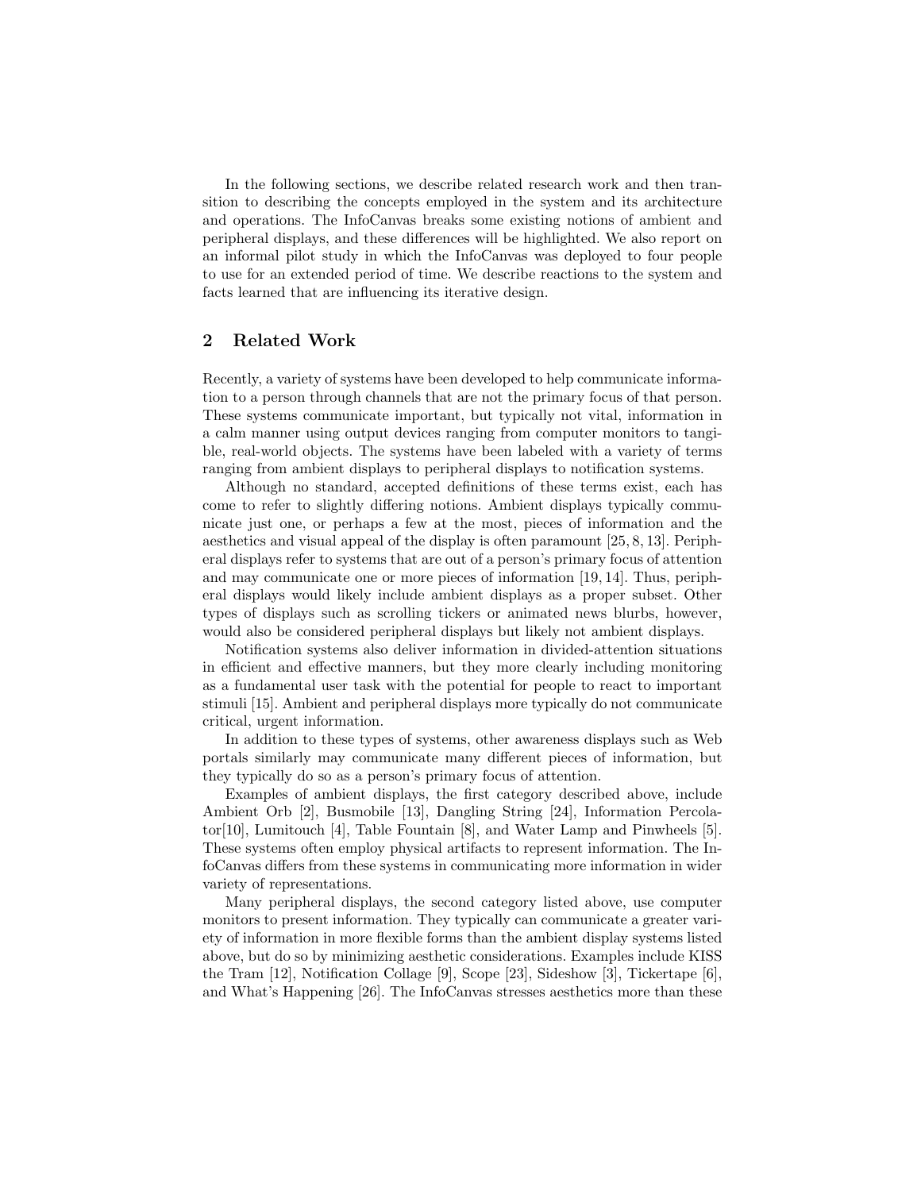In the following sections, we describe related research work and then transition to describing the concepts employed in the system and its architecture and operations. The InfoCanvas breaks some existing notions of ambient and peripheral displays, and these differences will be highlighted. We also report on an informal pilot study in which the InfoCanvas was deployed to four people to use for an extended period of time. We describe reactions to the system and facts learned that are influencing its iterative design.

## 2 Related Work

Recently, a variety of systems have been developed to help communicate information to a person through channels that are not the primary focus of that person. These systems communicate important, but typically not vital, information in a calm manner using output devices ranging from computer monitors to tangible, real-world objects. The systems have been labeled with a variety of terms ranging from ambient displays to peripheral displays to notification systems.

Although no standard, accepted definitions of these terms exist, each has come to refer to slightly differing notions. Ambient displays typically communicate just one, or perhaps a few at the most, pieces of information and the aesthetics and visual appeal of the display is often paramount [25, 8, 13]. Peripheral displays refer to systems that are out of a person's primary focus of attention and may communicate one or more pieces of information [19, 14]. Thus, peripheral displays would likely include ambient displays as a proper subset. Other types of displays such as scrolling tickers or animated news blurbs, however, would also be considered peripheral displays but likely not ambient displays.

Notification systems also deliver information in divided-attention situations in efficient and effective manners, but they more clearly including monitoring as a fundamental user task with the potential for people to react to important stimuli [15]. Ambient and peripheral displays more typically do not communicate critical, urgent information.

In addition to these types of systems, other awareness displays such as Web portals similarly may communicate many different pieces of information, but they typically do so as a person's primary focus of attention.

Examples of ambient displays, the first category described above, include Ambient Orb [2], Busmobile [13], Dangling String [24], Information Percolator[10], Lumitouch [4], Table Fountain [8], and Water Lamp and Pinwheels [5]. These systems often employ physical artifacts to represent information. The InfoCanvas differs from these systems in communicating more information in wider variety of representations.

Many peripheral displays, the second category listed above, use computer monitors to present information. They typically can communicate a greater variety of information in more flexible forms than the ambient display systems listed above, but do so by minimizing aesthetic considerations. Examples include KISS the Tram [12], Notification Collage [9], Scope [23], Sideshow [3], Tickertape [6], and What's Happening [26]. The InfoCanvas stresses aesthetics more than these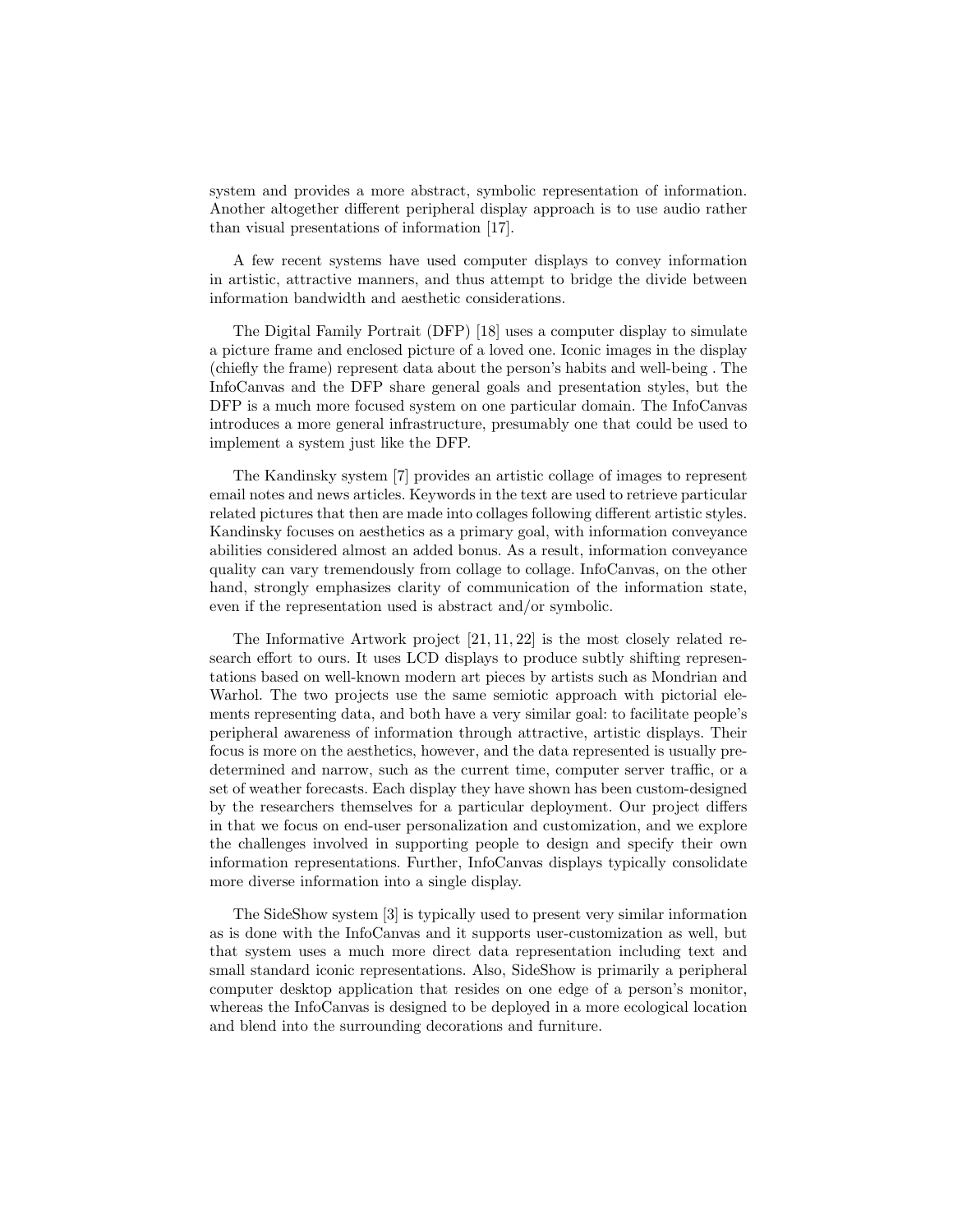system and provides a more abstract, symbolic representation of information. Another altogether different peripheral display approach is to use audio rather than visual presentations of information [17].

A few recent systems have used computer displays to convey information in artistic, attractive manners, and thus attempt to bridge the divide between information bandwidth and aesthetic considerations.

The Digital Family Portrait (DFP) [18] uses a computer display to simulate a picture frame and enclosed picture of a loved one. Iconic images in the display (chiefly the frame) represent data about the person's habits and well-being . The InfoCanvas and the DFP share general goals and presentation styles, but the DFP is a much more focused system on one particular domain. The InfoCanvas introduces a more general infrastructure, presumably one that could be used to implement a system just like the DFP.

The Kandinsky system [7] provides an artistic collage of images to represent email notes and news articles. Keywords in the text are used to retrieve particular related pictures that then are made into collages following different artistic styles. Kandinsky focuses on aesthetics as a primary goal, with information conveyance abilities considered almost an added bonus. As a result, information conveyance quality can vary tremendously from collage to collage. InfoCanvas, on the other hand, strongly emphasizes clarity of communication of the information state, even if the representation used is abstract and/or symbolic.

The Informative Artwork project [21, 11, 22] is the most closely related research effort to ours. It uses LCD displays to produce subtly shifting representations based on well-known modern art pieces by artists such as Mondrian and Warhol. The two projects use the same semiotic approach with pictorial elements representing data, and both have a very similar goal: to facilitate people's peripheral awareness of information through attractive, artistic displays. Their focus is more on the aesthetics, however, and the data represented is usually predetermined and narrow, such as the current time, computer server traffic, or a set of weather forecasts. Each display they have shown has been custom-designed by the researchers themselves for a particular deployment. Our project differs in that we focus on end-user personalization and customization, and we explore the challenges involved in supporting people to design and specify their own information representations. Further, InfoCanvas displays typically consolidate more diverse information into a single display.

The SideShow system [3] is typically used to present very similar information as is done with the InfoCanvas and it supports user-customization as well, but that system uses a much more direct data representation including text and small standard iconic representations. Also, SideShow is primarily a peripheral computer desktop application that resides on one edge of a person's monitor, whereas the InfoCanvas is designed to be deployed in a more ecological location and blend into the surrounding decorations and furniture.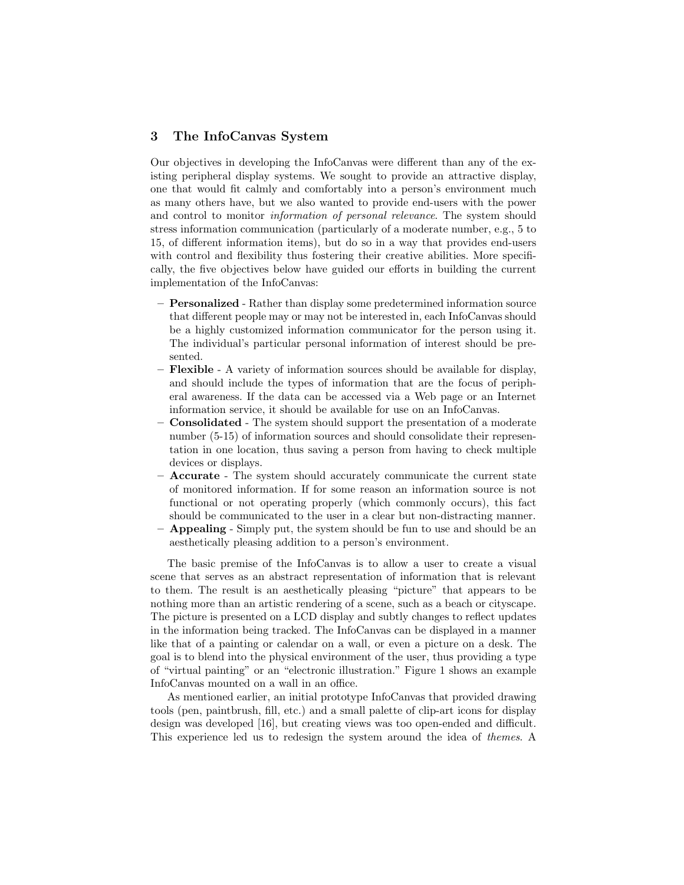## 3 The InfoCanvas System

Our objectives in developing the InfoCanvas were different than any of the existing peripheral display systems. We sought to provide an attractive display, one that would fit calmly and comfortably into a person's environment much as many others have, but we also wanted to provide end-users with the power and control to monitor *information of personal relevance*. The system should stress information communication (particularly of a moderate number, e.g., 5 to 15, of different information items), but do so in a way that provides end-users with control and flexibility thus fostering their creative abilities. More specifically, the five objectives below have guided our efforts in building the current implementation of the InfoCanvas:

- **Personalized** - Rather than display some predetermined information source that different people may or may not be interested in, each InfoCanvas should be a highly customized information communicator for the person using it. The individual's particular personal information of interest should be presented.
- **Flexible** - A variety of information sources should be available for display, and should include the types of information that are the focus of peripheral awareness. If the data can be accessed via a Web page or an Internet information service, it should be available for use on an InfoCanvas.
- **Consolidated** - The system should support the presentation of a moderate number (5-15) of information sources and should consolidate their representation in one location, thus saving a person from having to check multiple devices or displays.
- **Accurate** - The system should accurately communicate the current state of monitored information. If for some reason an information source is not functional or not operating properly (which commonly occurs), this fact should be communicated to the user in a clear but non-distracting manner.
- **Appealing** - Simply put, the system should be fun to use and should be an aesthetically pleasing addition to a person's environment.

The basic premise of the InfoCanvas is to allow a user to create a visual scene that serves as an abstract representation of information that is relevant to them. The result is an aesthetically pleasing "picture" that appears to be nothing more than an artistic rendering of a scene, such as a beach or cityscape. The picture is presented on a LCD display and subtly changes to reflect updates in the information being tracked. The InfoCanvas can be displayed in a manner like that of a painting or calendar on a wall, or even a picture on a desk. The goal is to blend into the physical environment of the user, thus providing a type of "virtual painting" or an "electronic illustration." Figure 1 shows an example InfoCanvas mounted on a wall in an office.

As mentioned earlier, an initial prototype InfoCanvas that provided drawing tools (pen, paintbrush, fill, etc.) and a small palette of clip-art icons for display design was developed [16], but creating views was too open-ended and difficult. This experience led us to redesign the system around the idea of *themes*. A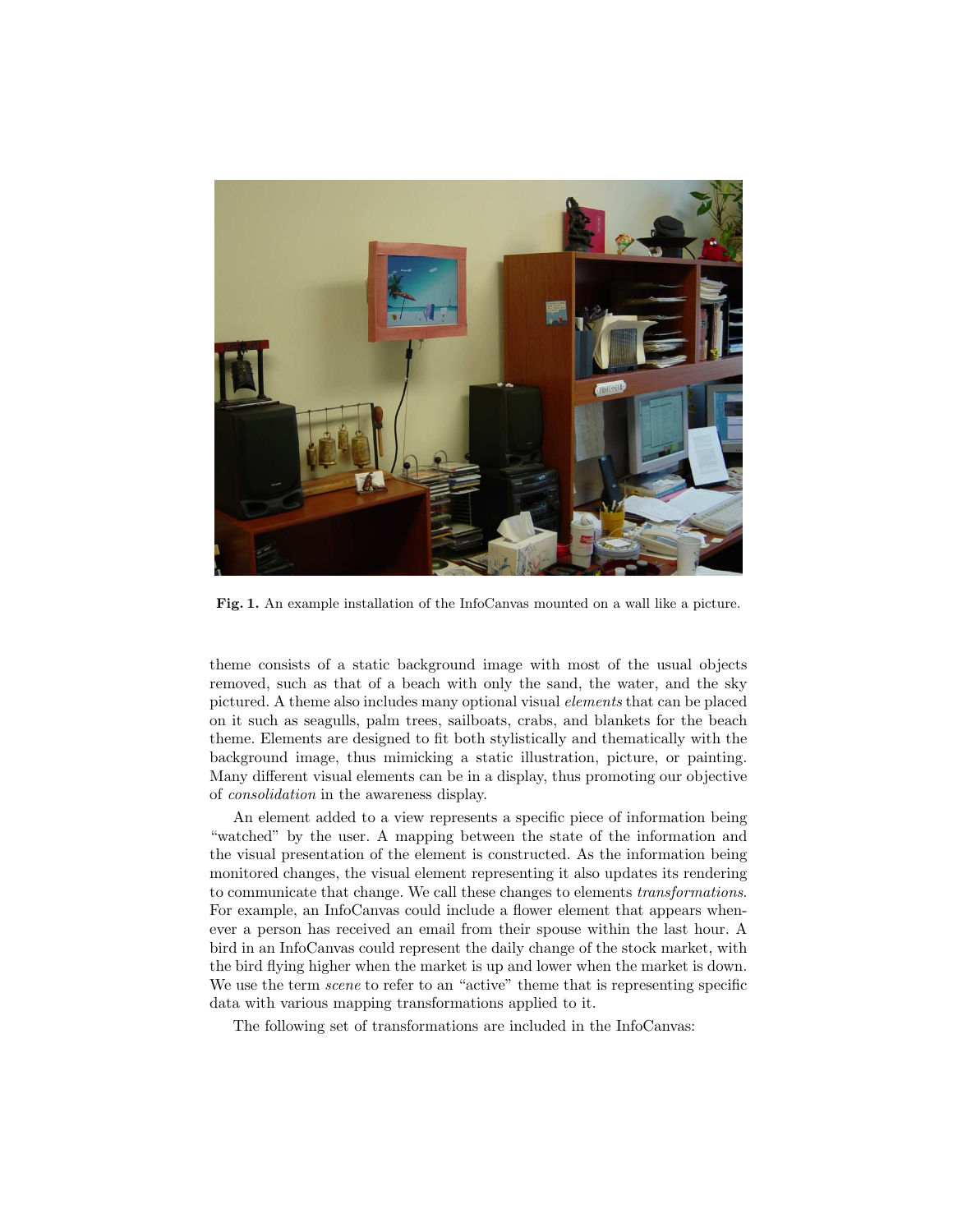**Fig. 1.** An example installation of the InfoCanvas mounted on a wall like a picture.

theme consists of a static background image with most of the usual objects removed, such as that of a beach with only the sand, the water, and the sky pictured. A theme also includes many optional visual *elements* that can be placed on it such as seagulls, palm trees, sailboats, crabs, and blankets for the beach theme. Elements are designed to fit both stylistically and thematically with the background image, thus mimicking a static illustration, picture, or painting. Many different visual elements can be in a display, thus promoting our objective of *consolidation* in the awareness display.

An element added to a view represents a specific piece of information being "watched" by the user. A mapping between the state of the information and the visual presentation of the element is constructed. As the information being monitored changes, the visual element representing it also updates its rendering to communicate that change. We call these changes to elements *transformations*. For example, an InfoCanvas could include a flower element that appears whenever a person has received an email from their spouse within the last hour. A bird in an InfoCanvas could represent the daily change of the stock market, with the bird flying higher when the market is up and lower when the market is down. We use the term *scene* to refer to an "active" theme that is representing specific data with various mapping transformations applied to it.

The following set of transformations are included in the InfoCanvas: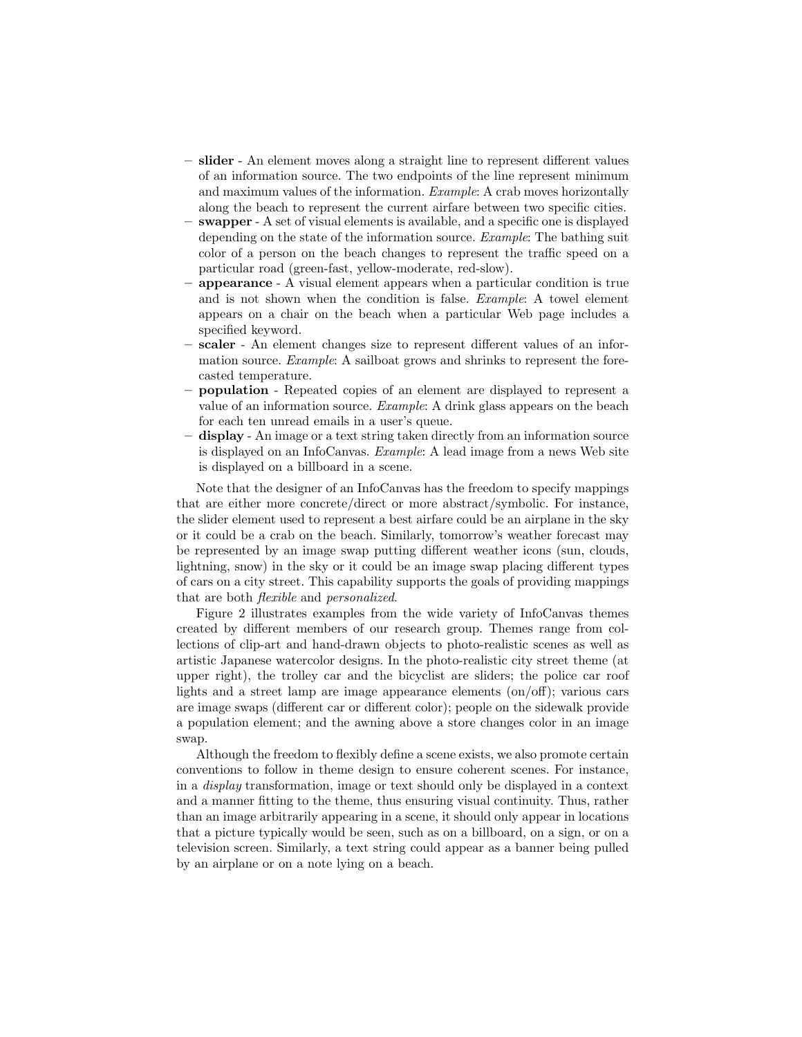- **slider** - An element moves along a straight line to represent different values of an information source. The two endpoints of the line represent minimum and maximum values of the information. *Example*: A crab moves horizontally along the beach to represent the current airfare between two specific cities.
- **swapper** - A set of visual elements is available, and a specific one is displayed depending on the state of the information source. *Example*: The bathing suit color of a person on the beach changes to represent the traffic speed on a particular road (green-fast, yellow-moderate, red-slow).
- **appearance** - A visual element appears when a particular condition is true and is not shown when the condition is false. *Example*: A towel element appears on a chair on the beach when a particular Web page includes a specified keyword.
- **scaler** - An element changes size to represent different values of an information source. *Example*: A sailboat grows and shrinks to represent the forecasted temperature.
- **population** - Repeated copies of an element are displayed to represent a value of an information source. *Example*: A drink glass appears on the beach for each ten unread emails in a user's queue.
- **display** - An image or a text string taken directly from an information source is displayed on an InfoCanvas. *Example*: A lead image from a news Web site is displayed on a billboard in a scene.

Note that the designer of an InfoCanvas has the freedom to specify mappings that are either more concrete/direct or more abstract/symbolic. For instance, the slider element used to represent a best airfare could be an airplane in the sky or it could be a crab on the beach. Similarly, tomorrow's weather forecast may be represented by an image swap putting different weather icons (sun, clouds, lightning, snow) in the sky or it could be an image swap placing different types of cars on a city street. This capability supports the goals of providing mappings that are both *flexible* and *personalized*.

Figure 2 illustrates examples from the wide variety of InfoCanvas themes created by different members of our research group. Themes range from collections of clip-art and hand-drawn objects to photo-realistic scenes as well as artistic Japanese watercolor designs. In the photo-realistic city street theme (at upper right), the trolley car and the bicyclist are sliders; the police car roof lights and a street lamp are image appearance elements (on/off); various cars are image swaps (different car or different color); people on the sidewalk provide a population element; and the awning above a store changes color in an image swap.

Although the freedom to flexibly define a scene exists, we also promote certain conventions to follow in theme design to ensure coherent scenes. For instance, in a *display* transformation, image or text should only be displayed in a context and a manner fitting to the theme, thus ensuring visual continuity. Thus, rather than an image arbitrarily appearing in a scene, it should only appear in locations that a picture typically would be seen, such as on a billboard, on a sign, or on a television screen. Similarly, a text string could appear as a banner being pulled by an airplane or on a note lying on a beach.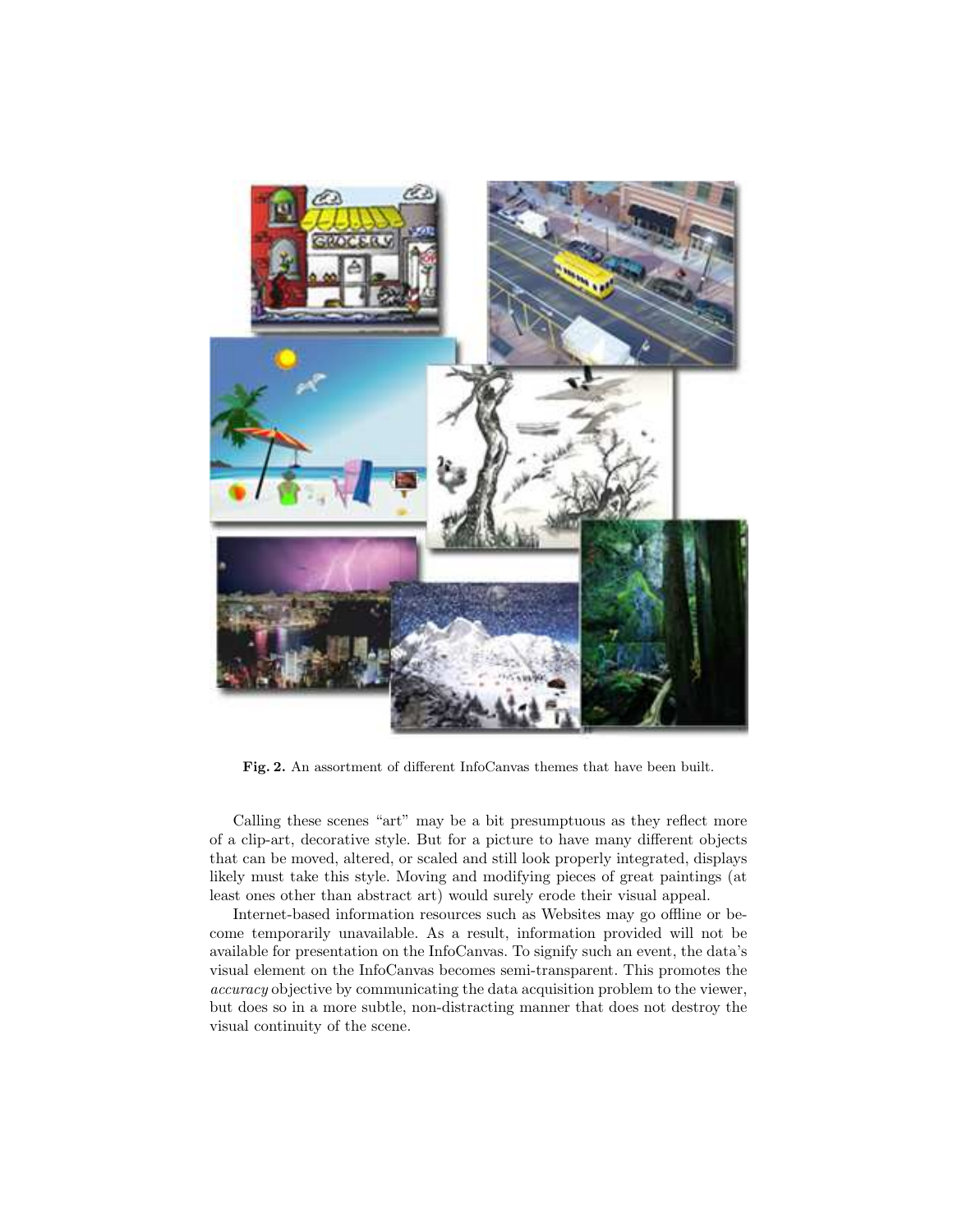**Fig. 2.** An assortment of different InfoCanvas themes that have been built.

Calling these scenes "art" may be a bit presumptuous as they reflect more of a clip-art, decorative style. But for a picture to have many different objects that can be moved, altered, or scaled and still look properly integrated, displays likely must take this style. Moving and modifying pieces of great paintings (at least ones other than abstract art) would surely erode their visual appeal.

Internet-based information resources such as Websites may go offline or become temporarily unavailable. As a result, information provided will not be available for presentation on the InfoCanvas. To signify such an event, the data's visual element on the InfoCanvas becomes semi-transparent. This promotes the *accuracy* objective by communicating the data acquisition problem to the viewer, but does so in a more subtle, non-distracting manner that does not destroy the visual continuity of the scene.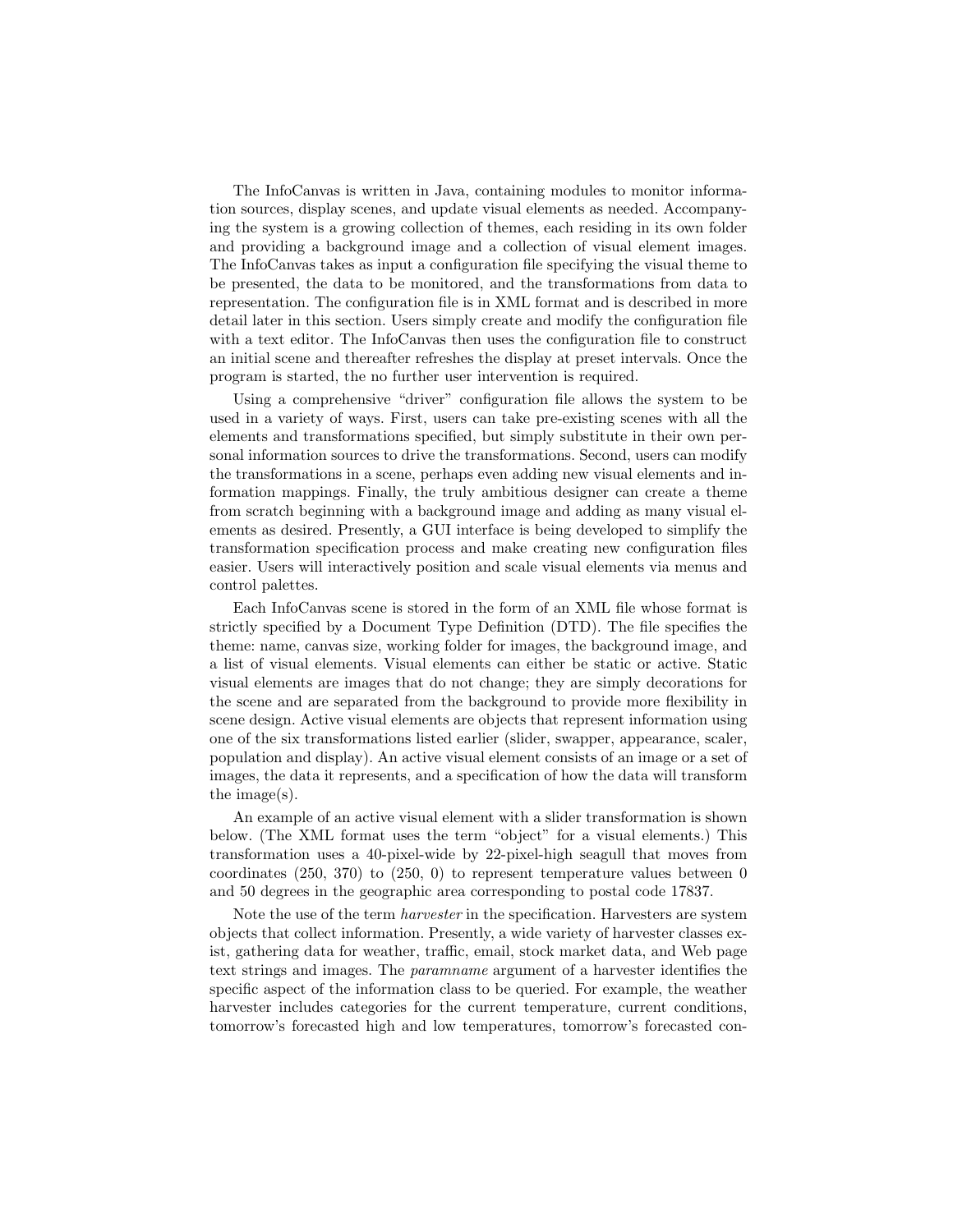The InfoCanvas is written in Java, containing modules to monitor information sources, display scenes, and update visual elements as needed. Accompanying the system is a growing collection of themes, each residing in its own folder and providing a background image and a collection of visual element images. The InfoCanvas takes as input a configuration file specifying the visual theme to be presented, the data to be monitored, and the transformations from data to representation. The configuration file is in XML format and is described in more detail later in this section. Users simply create and modify the configuration file with a text editor. The InfoCanvas then uses the configuration file to construct an initial scene and thereafter refreshes the display at preset intervals. Once the program is started, the no further user intervention is required.

Using a comprehensive "driver" configuration file allows the system to be used in a variety of ways. First, users can take pre-existing scenes with all the elements and transformations specified, but simply substitute in their own personal information sources to drive the transformations. Second, users can modify the transformations in a scene, perhaps even adding new visual elements and information mappings. Finally, the truly ambitious designer can create a theme from scratch beginning with a background image and adding as many visual elements as desired. Presently, a GUI interface is being developed to simplify the transformation specification process and make creating new configuration files easier. Users will interactively position and scale visual elements via menus and control palettes.

Each InfoCanvas scene is stored in the form of an XML file whose format is strictly specified by a Document Type Definition (DTD). The file specifies the theme: name, canvas size, working folder for images, the background image, and a list of visual elements. Visual elements can either be static or active. Static visual elements are images that do not change; they are simply decorations for the scene and are separated from the background to provide more flexibility in scene design. Active visual elements are objects that represent information using one of the six transformations listed earlier (slider, swapper, appearance, scaler, population and display). An active visual element consists of an image or a set of images, the data it represents, and a specification of how the data will transform the image(s).

An example of an active visual element with a slider transformation is shown below. (The XML format uses the term "object" for a visual elements.) This transformation uses a 40-pixel-wide by 22-pixel-high seagull that moves from coordinates (250, 370) to (250, 0) to represent temperature values between 0 and 50 degrees in the geographic area corresponding to postal code 17837.

Note the use of the term *harvester* in the specification. Harvesters are system objects that collect information. Presently, a wide variety of harvester classes exist, gathering data for weather, traffic, email, stock market data, and Web page text strings and images. The *paramname* argument of a harvester identifies the specific aspect of the information class to be queried. For example, the weather harvester includes categories for the current temperature, current conditions, tomorrow's forecasted high and low temperatures, tomorrow's forecasted con-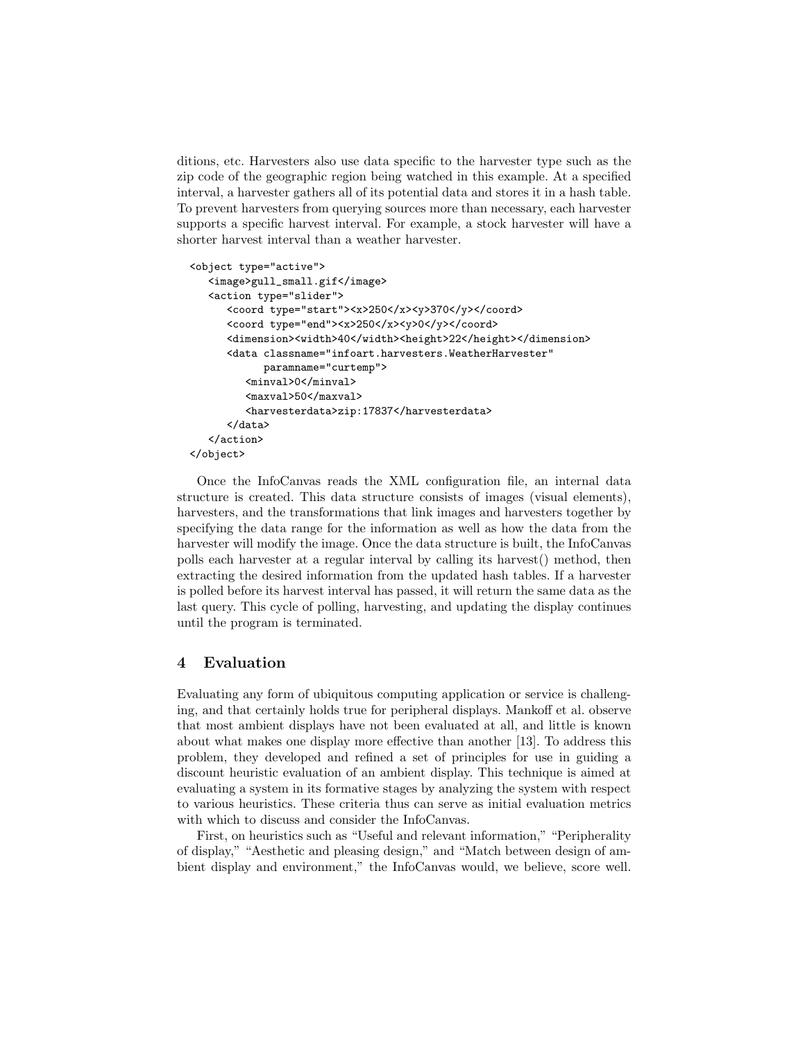ditions, etc. Harvesters also use data specific to the harvester type such as the zip code of the geographic region being watched in this example. At a specified interval, a harvester gathers all of its potential data and stores it in a hash table. To prevent harvesters from querying sources more than necessary, each harvester supports a specific harvest interval. For example, a stock harvester will have a shorter harvest interval than a weather harvester.

```
<object type="active">
   <image>gull_small.gif</image>
   <action type="slider">
      <coord type="start"><x>250</x><y>370</y></coord>
      <coord type="end"><x>250</x><y>0</y></coord>
      <dimension><width>40</width><height>22</height></dimension>
      <data classname="infoart.harvesters.WeatherHarvester"
            paramname="curtemp">
         <minval>0</minval>
         <maxval>50</maxval>
         <harvesterdata>zip:17837</harvesterdata>
      </data>
   </action>
</object>
```

Once the InfoCanvas reads the XML configuration file, an internal data structure is created. This data structure consists of images (visual elements), harvesters, and the transformations that link images and harvesters together by specifying the data range for the information as well as how the data from the harvester will modify the image. Once the data structure is built, the InfoCanvas polls each harvester at a regular interval by calling its harvest() method, then extracting the desired information from the updated hash tables. If a harvester is polled before its harvest interval has passed, it will return the same data as the last query. This cycle of polling, harvesting, and updating the display continues until the program is terminated.

## 4 Evaluation

Evaluating any form of ubiquitous computing application or service is challenging, and that certainly holds true for peripheral displays. Mankoff et al. observe that most ambient displays have not been evaluated at all, and little is known about what makes one display more effective than another [13]. To address this problem, they developed and refined a set of principles for use in guiding a discount heuristic evaluation of an ambient display. This technique is aimed at evaluating a system in its formative stages by analyzing the system with respect to various heuristics. These criteria thus can serve as initial evaluation metrics with which to discuss and consider the InfoCanvas.

First, on heuristics such as "Useful and relevant information," "Peripherality of display," "Aesthetic and pleasing design," and "Match between design of ambient display and environment," the InfoCanvas would, we believe, score well.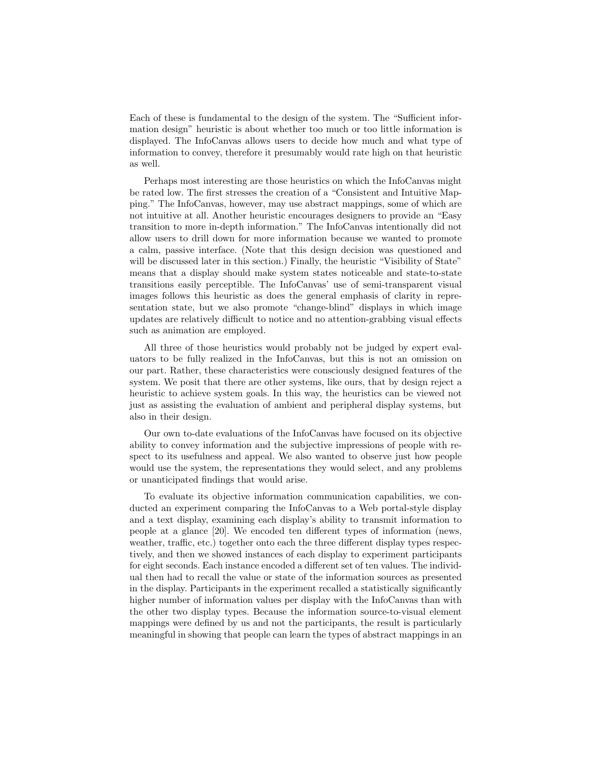Each of these is fundamental to the design of the system. The "Sufficient information design" heuristic is about whether too much or too little information is displayed. The InfoCanvas allows users to decide how much and what type of information to convey, therefore it presumably would rate high on that heuristic as well.

Perhaps most interesting are those heuristics on which the InfoCanvas might be rated low. The first stresses the creation of a "Consistent and Intuitive Mapping." The InfoCanvas, however, may use abstract mappings, some of which are not intuitive at all. Another heuristic encourages designers to provide an "Easy transition to more in-depth information." The InfoCanvas intentionally did not allow users to drill down for more information because we wanted to promote a calm, passive interface. (Note that this design decision was questioned and will be discussed later in this section.) Finally, the heuristic "Visibility of State" means that a display should make system states noticeable and state-to-state transitions easily perceptible. The InfoCanvas' use of semi-transparent visual images follows this heuristic as does the general emphasis of clarity in representation state, but we also promote "change-blind" displays in which image updates are relatively difficult to notice and no attention-grabbing visual effects such as animation are employed.

All three of those heuristics would probably not be judged by expert evaluators to be fully realized in the InfoCanvas, but this is not an omission on our part. Rather, these characteristics were consciously designed features of the system. We posit that there are other systems, like ours, that by design reject a heuristic to achieve system goals. In this way, the heuristics can be viewed not just as assisting the evaluation of ambient and peripheral display systems, but also in their design.

Our own to-date evaluations of the InfoCanvas have focused on its objective ability to convey information and the subjective impressions of people with respect to its usefulness and appeal. We also wanted to observe just how people would use the system, the representations they would select, and any problems or unanticipated findings that would arise.

To evaluate its objective information communication capabilities, we conducted an experiment comparing the InfoCanvas to a Web portal-style display and a text display, examining each display's ability to transmit information to people at a glance [20]. We encoded ten different types of information (news, weather, traffic, etc.) together onto each the three different display types respectively, and then we showed instances of each display to experiment participants for eight seconds. Each instance encoded a different set of ten values. The individual then had to recall the value or state of the information sources as presented in the display. Participants in the experiment recalled a statistically significantly higher number of information values per display with the InfoCanvas than with the other two display types. Because the information source-to-visual element mappings were defined by us and not the participants, the result is particularly meaningful in showing that people can learn the types of abstract mappings in an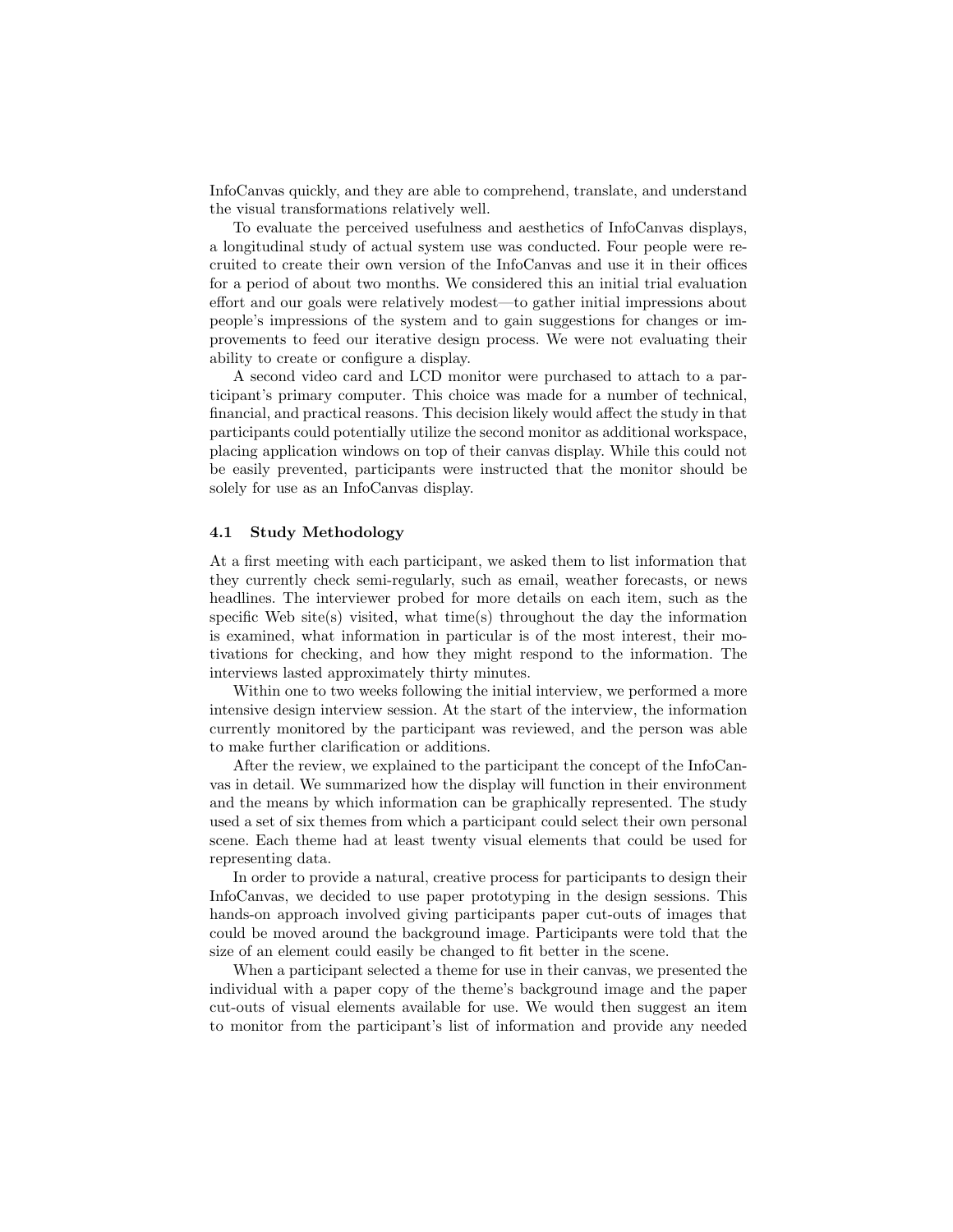InfoCanvas quickly, and they are able to comprehend, translate, and understand the visual transformations relatively well.

To evaluate the perceived usefulness and aesthetics of InfoCanvas displays, a longitudinal study of actual system use was conducted. Four people were recruited to create their own version of the InfoCanvas and use it in their offices for a period of about two months. We considered this an initial trial evaluation effort and our goals were relatively modest—to gather initial impressions about people's impressions of the system and to gain suggestions for changes or improvements to feed our iterative design process. We were not evaluating their ability to create or configure a display.

A second video card and LCD monitor were purchased to attach to a participant's primary computer. This choice was made for a number of technical, financial, and practical reasons. This decision likely would affect the study in that participants could potentially utilize the second monitor as additional workspace, placing application windows on top of their canvas display. While this could not be easily prevented, participants were instructed that the monitor should be solely for use as an InfoCanvas display.

### 4.1 Study Methodology

At a first meeting with each participant, we asked them to list information that they currently check semi-regularly, such as email, weather forecasts, or news headlines. The interviewer probed for more details on each item, such as the specific Web site(s) visited, what time(s) throughout the day the information is examined, what information in particular is of the most interest, their motivations for checking, and how they might respond to the information. The interviews lasted approximately thirty minutes.

Within one to two weeks following the initial interview, we performed a more intensive design interview session. At the start of the interview, the information currently monitored by the participant was reviewed, and the person was able to make further clarification or additions.

After the review, we explained to the participant the concept of the InfoCanvas in detail. We summarized how the display will function in their environment and the means by which information can be graphically represented. The study used a set of six themes from which a participant could select their own personal scene. Each theme had at least twenty visual elements that could be used for representing data.

In order to provide a natural, creative process for participants to design their InfoCanvas, we decided to use paper prototyping in the design sessions. This hands-on approach involved giving participants paper cut-outs of images that could be moved around the background image. Participants were told that the size of an element could easily be changed to fit better in the scene.

When a participant selected a theme for use in their canvas, we presented the individual with a paper copy of the theme's background image and the paper cut-outs of visual elements available for use. We would then suggest an item to monitor from the participant's list of information and provide any needed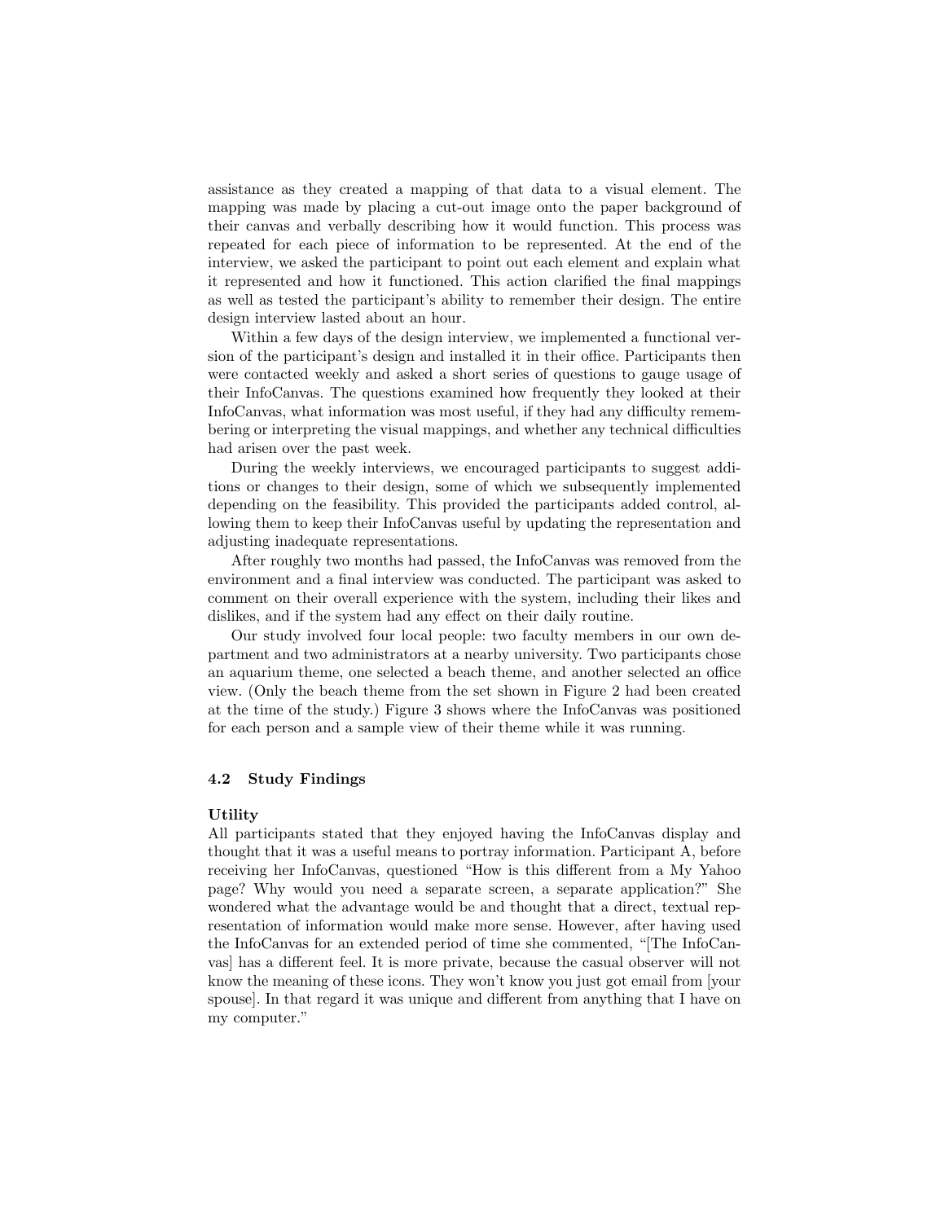assistance as they created a mapping of that data to a visual element. The mapping was made by placing a cut-out image onto the paper background of their canvas and verbally describing how it would function. This process was repeated for each piece of information to be represented. At the end of the interview, we asked the participant to point out each element and explain what it represented and how it functioned. This action clarified the final mappings as well as tested the participant's ability to remember their design. The entire design interview lasted about an hour.

Within a few days of the design interview, we implemented a functional version of the participant's design and installed it in their office. Participants then were contacted weekly and asked a short series of questions to gauge usage of their InfoCanvas. The questions examined how frequently they looked at their InfoCanvas, what information was most useful, if they had any difficulty remembering or interpreting the visual mappings, and whether any technical difficulties had arisen over the past week.

During the weekly interviews, we encouraged participants to suggest additions or changes to their design, some of which we subsequently implemented depending on the feasibility. This provided the participants added control, allowing them to keep their InfoCanvas useful by updating the representation and adjusting inadequate representations.

After roughly two months had passed, the InfoCanvas was removed from the environment and a final interview was conducted. The participant was asked to comment on their overall experience with the system, including their likes and dislikes, and if the system had any effect on their daily routine.

Our study involved four local people: two faculty members in our own department and two administrators at a nearby university. Two participants chose an aquarium theme, one selected a beach theme, and another selected an office view. (Only the beach theme from the set shown in Figure 2 had been created at the time of the study.) Figure 3 shows where the InfoCanvas was positioned for each person and a sample view of their theme while it was running.

### 4.2 Study Findings

**Utility**

All participants stated that they enjoyed having the InfoCanvas display and thought that it was a useful means to portray information. Participant A, before receiving her InfoCanvas, questioned "How is this different from a My Yahoo page? Why would you need a separate screen, a separate application?" She wondered what the advantage would be and thought that a direct, textual representation of information would make more sense. However, after having used the InfoCanvas for an extended period of time she commented, "[The InfoCanvas] has a different feel. It is more private, because the casual observer will not know the meaning of these icons. They won't know you just got email from [your spouse]. In that regard it was unique and different from anything that I have on my computer."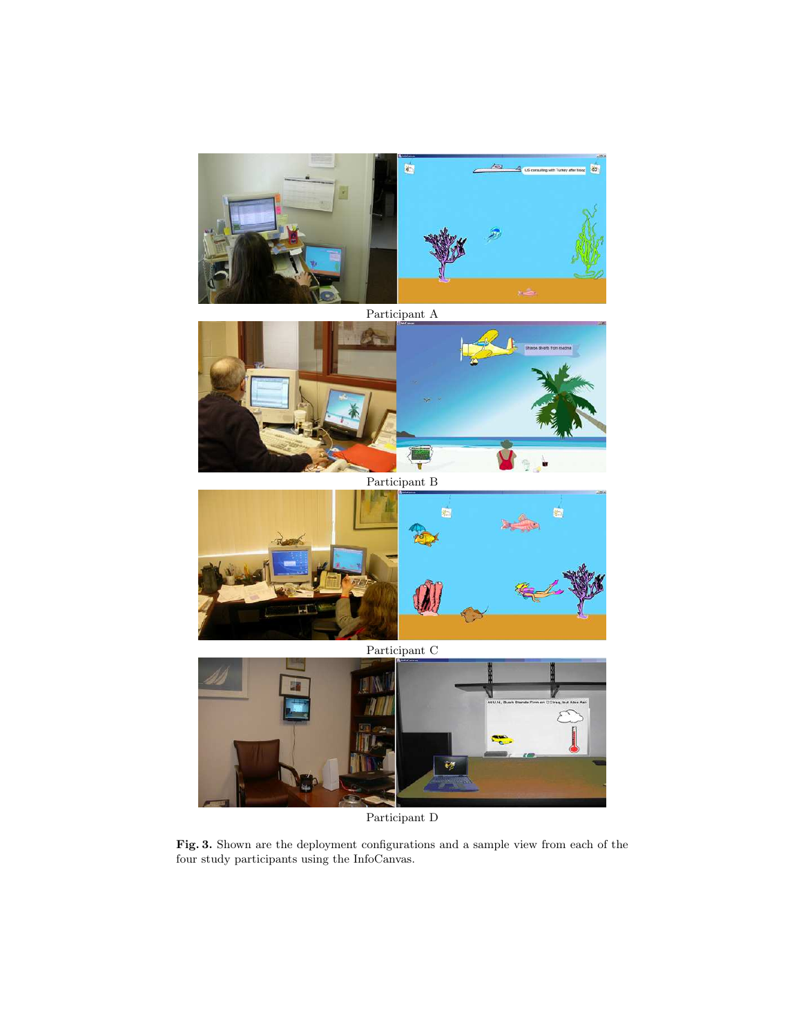Participant A

Participant B

Participant C

Participant D

**Fig. 3.** Shown are the deployment configurations and a sample view from each of the four study participants using the InfoCanvas.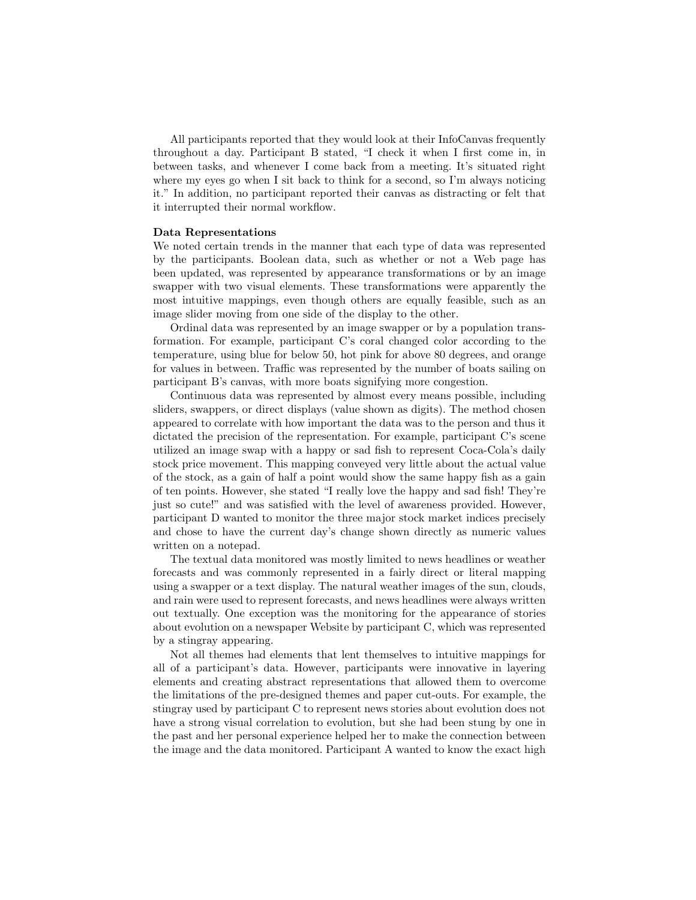All participants reported that they would look at their InfoCanvas frequently throughout a day. Participant B stated, "I check it when I first come in, in between tasks, and whenever I come back from a meeting. It's situated right where my eyes go when I sit back to think for a second, so I'm always noticing it." In addition, no participant reported their canvas as distracting or felt that it interrupted their normal workflow.

**Data Representations**

We noted certain trends in the manner that each type of data was represented by the participants. Boolean data, such as whether or not a Web page has been updated, was represented by appearance transformations or by an image swapper with two visual elements. These transformations were apparently the most intuitive mappings, even though others are equally feasible, such as an image slider moving from one side of the display to the other.

Ordinal data was represented by an image swapper or by a population transformation. For example, participant C's coral changed color according to the temperature, using blue for below 50, hot pink for above 80 degrees, and orange for values in between. Traffic was represented by the number of boats sailing on participant B's canvas, with more boats signifying more congestion.

Continuous data was represented by almost every means possible, including sliders, swappers, or direct displays (value shown as digits). The method chosen appeared to correlate with how important the data was to the person and thus it dictated the precision of the representation. For example, participant C's scene utilized an image swap with a happy or sad fish to represent Coca-Cola's daily stock price movement. This mapping conveyed very little about the actual value of the stock, as a gain of half a point would show the same happy fish as a gain of ten points. However, she stated "I really love the happy and sad fish! They're just so cute!" and was satisfied with the level of awareness provided. However, participant D wanted to monitor the three major stock market indices precisely and chose to have the current day's change shown directly as numeric values written on a notepad.

The textual data monitored was mostly limited to news headlines or weather forecasts and was commonly represented in a fairly direct or literal mapping using a swapper or a text display. The natural weather images of the sun, clouds, and rain were used to represent forecasts, and news headlines were always written out textually. One exception was the monitoring for the appearance of stories about evolution on a newspaper Website by participant C, which was represented by a stingray appearing.

Not all themes had elements that lent themselves to intuitive mappings for all of a participant's data. However, participants were innovative in layering elements and creating abstract representations that allowed them to overcome the limitations of the pre-designed themes and paper cut-outs. For example, the stingray used by participant C to represent news stories about evolution does not have a strong visual correlation to evolution, but she had been stung by one in the past and her personal experience helped her to make the connection between the image and the data monitored. Participant A wanted to know the exact high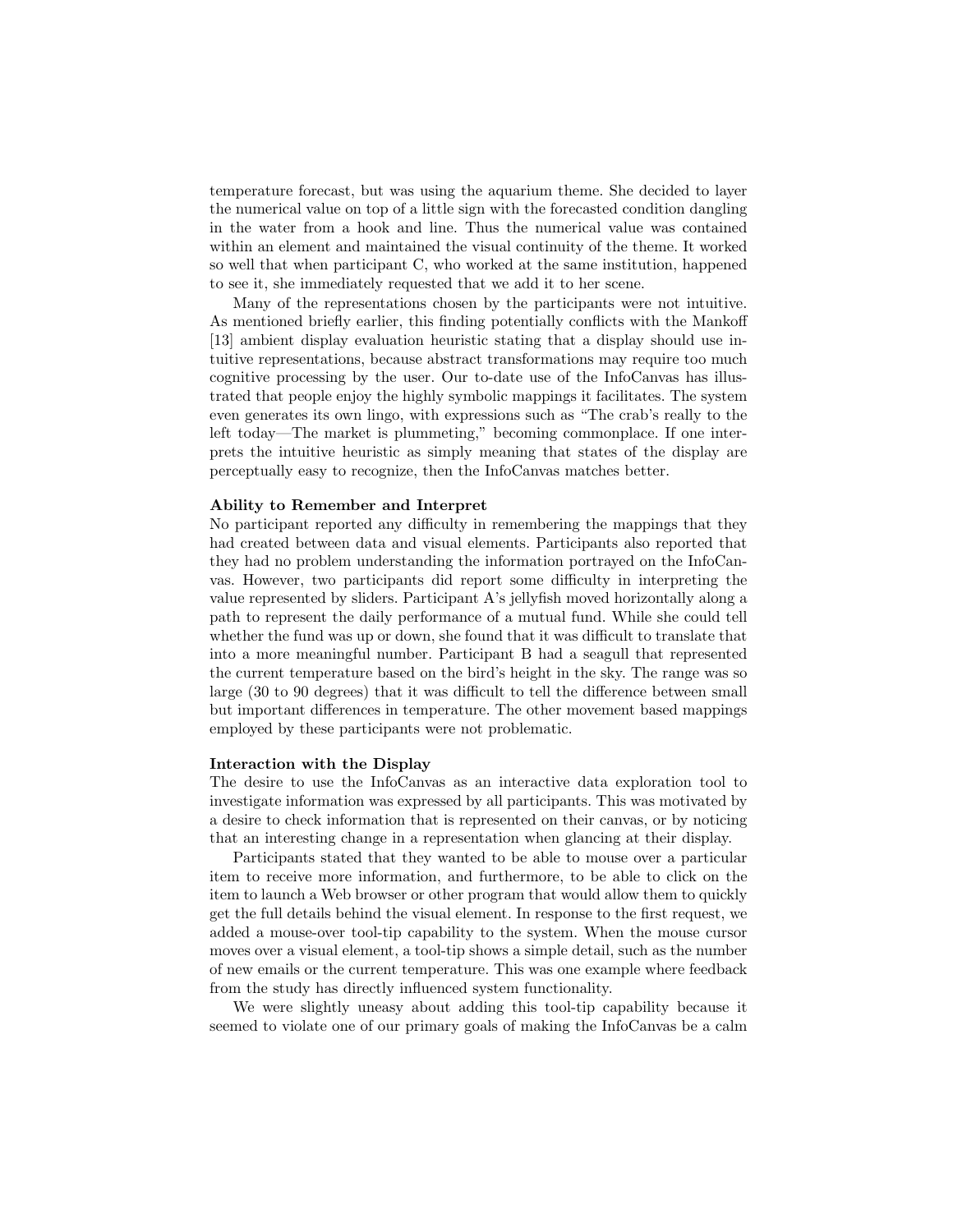temperature forecast, but was using the aquarium theme. She decided to layer the numerical value on top of a little sign with the forecasted condition dangling in the water from a hook and line. Thus the numerical value was contained within an element and maintained the visual continuity of the theme. It worked so well that when participant C, who worked at the same institution, happened to see it, she immediately requested that we add it to her scene.

Many of the representations chosen by the participants were not intuitive. As mentioned briefly earlier, this finding potentially conflicts with the Mankoff [13] ambient display evaluation heuristic stating that a display should use intuitive representations, because abstract transformations may require too much cognitive processing by the user. Our to-date use of the InfoCanvas has illustrated that people enjoy the highly symbolic mappings it facilitates. The system even generates its own lingo, with expressions such as "The crab's really to the left today—The market is plummeting," becoming commonplace. If one interprets the intuitive heuristic as simply meaning that states of the display are perceptually easy to recognize, then the InfoCanvas matches better.

**Ability to Remember and Interpret**

No participant reported any difficulty in remembering the mappings that they had created between data and visual elements. Participants also reported that they had no problem understanding the information portrayed on the InfoCanvas. However, two participants did report some difficulty in interpreting the value represented by sliders. Participant A's jellyfish moved horizontally along a path to represent the daily performance of a mutual fund. While she could tell whether the fund was up or down, she found that it was difficult to translate that into a more meaningful number. Participant B had a seagull that represented the current temperature based on the bird's height in the sky. The range was so large (30 to 90 degrees) that it was difficult to tell the difference between small but important differences in temperature. The other movement based mappings employed by these participants were not problematic.

**Interaction with the Display**

The desire to use the InfoCanvas as an interactive data exploration tool to investigate information was expressed by all participants. This was motivated by a desire to check information that is represented on their canvas, or by noticing that an interesting change in a representation when glancing at their display.

Participants stated that they wanted to be able to mouse over a particular item to receive more information, and furthermore, to be able to click on the item to launch a Web browser or other program that would allow them to quickly get the full details behind the visual element. In response to the first request, we added a mouse-over tool-tip capability to the system. When the mouse cursor moves over a visual element, a tool-tip shows a simple detail, such as the number of new emails or the current temperature. This was one example where feedback from the study has directly influenced system functionality.

We were slightly uneasy about adding this tool-tip capability because it seemed to violate one of our primary goals of making the InfoCanvas be a calm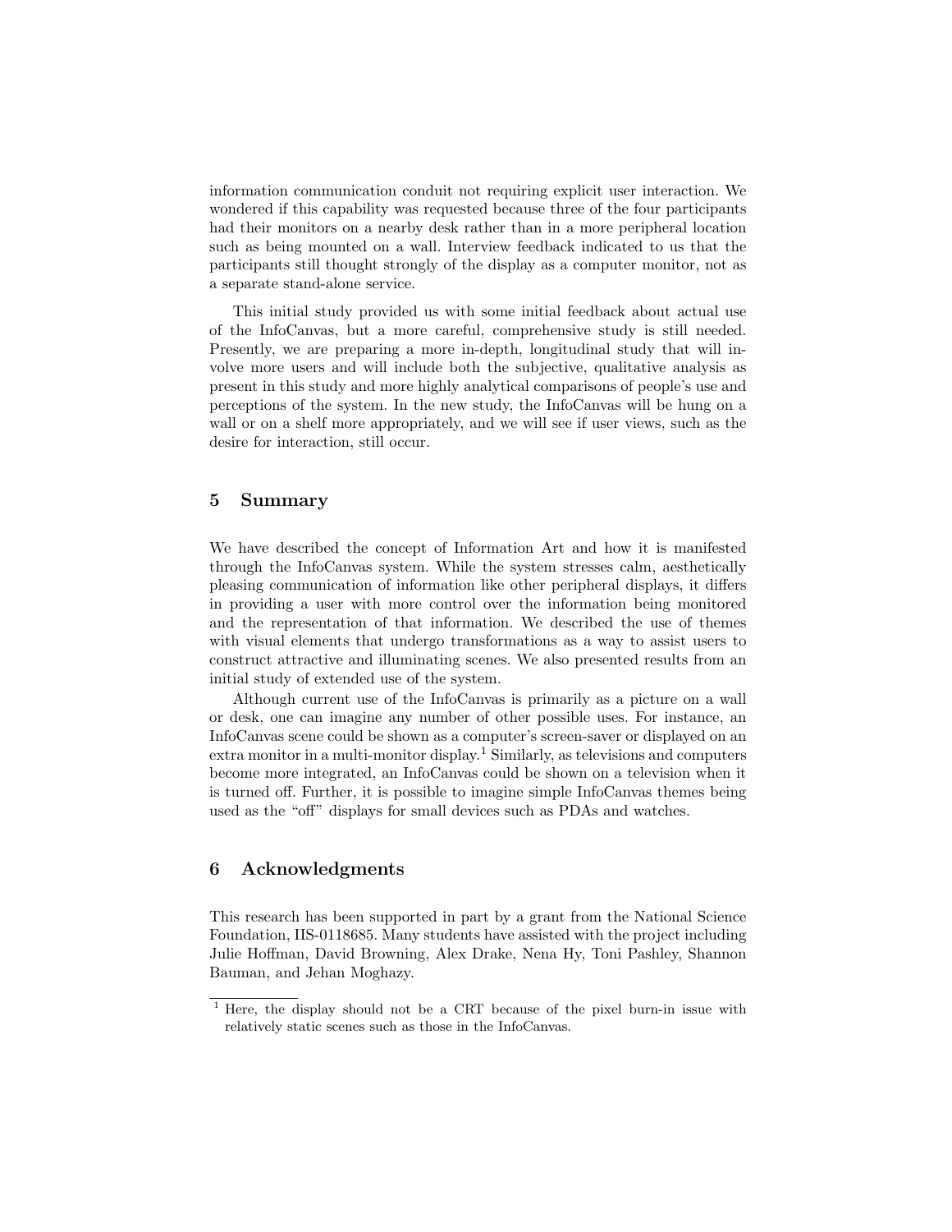information communication conduit not requiring explicit user interaction. We wondered if this capability was requested because three of the four participants had their monitors on a nearby desk rather than in a more peripheral location such as being mounted on a wall. Interview feedback indicated to us that the participants still thought strongly of the display as a computer monitor, not as a separate stand-alone service.

This initial study provided us with some initial feedback about actual use of the InfoCanvas, but a more careful, comprehensive study is still needed. Presently, we are preparing a more in-depth, longitudinal study that will involve more users and will include both the subjective, qualitative analysis as present in this study and more highly analytical comparisons of people's use and perceptions of the system. In the new study, the InfoCanvas will be hung on a wall or on a shelf more appropriately, and we will see if user views, such as the desire for interaction, still occur.

## 5 Summary

We have described the concept of Information Art and how it is manifested through the InfoCanvas system. While the system stresses calm, aesthetically pleasing communication of information like other peripheral displays, it differs in providing a user with more control over the information being monitored and the representation of that information. We described the use of themes with visual elements that undergo transformations as a way to assist users to construct attractive and illuminating scenes. We also presented results from an initial study of extended use of the system.

Although current use of the InfoCanvas is primarily as a picture on a wall or desk, one can imagine any number of other possible uses. For instance, an InfoCanvas scene could be shown as a computer's screen-saver or displayed on an extra monitor in a multi-monitor display.[1] Similarly, as televisions and computers become more integrated, an InfoCanvas could be shown on a television when it is turned off. Further, it is possible to imagine simple InfoCanvas themes being used as the "off" displays for small devices such as PDAs and watches.

## 6 Acknowledgments

This research has been supported in part by a grant from the National Science Foundation, IIS-0118685. Many students have assisted with the project including Julie Hoffman, David Browning, Alex Drake, Nena Hy, Toni Pashley, Shannon Bauman, and Jehan Moghazy.

---

[1] Here, the display should not be a CRT because of the pixel burn-in issue with relatively static scenes such as those in the InfoCanvas.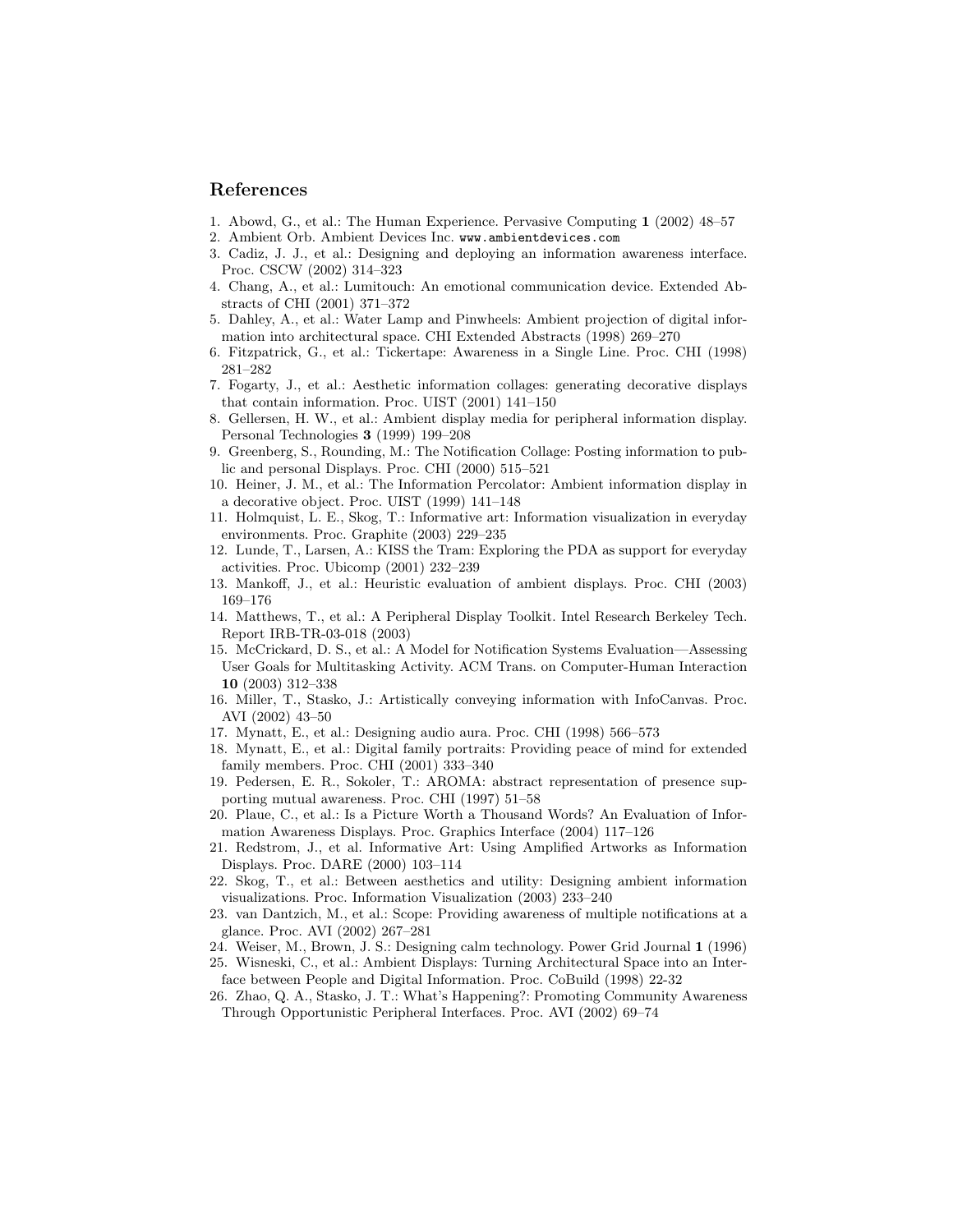## References

1. Abowd, G., et al.: The Human Experience. Pervasive Computing **1** (2002) 48–57
2. Ambient Orb. Ambient Devices Inc. `www.ambientdevices.com`
3. Cadiz, J. J., et al.: Designing and deploying an information awareness interface. Proc. CSCW (2002) 314–323
4. Chang, A., et al.: Lumitouch: An emotional communication device. Extended Abstracts of CHI (2001) 371–372
5. Dahley, A., et al.: Water Lamp and Pinwheels: Ambient projection of digital information into architectural space. CHI Extended Abstracts (1998) 269–270
6. Fitzpatrick, G., et al.: Tickertape: Awareness in a Single Line. Proc. CHI (1998) 281–282
7. Fogarty, J., et al.: Aesthetic information collages: generating decorative displays that contain information. Proc. UIST (2001) 141–150
8. Gellersen, H. W., et al.: Ambient display media for peripheral information display. Personal Technologies **3** (1999) 199–208
9. Greenberg, S., Rounding, M.: The Notification Collage: Posting information to public and personal Displays. Proc. CHI (2000) 515–521
10. Heiner, J. M., et al.: The Information Percolator: Ambient information display in a decorative object. Proc. UIST (1999) 141–148
11. Holmquist, L. E., Skog, T.: Informative art: Information visualization in everyday environments. Proc. Graphite (2003) 229–235
12. Lunde, T., Larsen, A.: KISS the Tram: Exploring the PDA as support for everyday activities. Proc. Ubicomp (2001) 232–239
13. Mankoff, J., et al.: Heuristic evaluation of ambient displays. Proc. CHI (2003) 169–176
14. Matthews, T., et al.: A Peripheral Display Toolkit. Intel Research Berkeley Tech. Report IRB-TR-03-018 (2003)
15. McCrickard, D. S., et al.: A Model for Notification Systems Evaluation—Assessing User Goals for Multitasking Activity. ACM Trans. on Computer-Human Interaction **10** (2003) 312–338
16. Miller, T., Stasko, J.: Artistically conveying information with InfoCanvas. Proc. AVI (2002) 43–50
17. Mynatt, E., et al.: Designing audio aura. Proc. CHI (1998) 566–573
18. Mynatt, E., et al.: Digital family portraits: Providing peace of mind for extended family members. Proc. CHI (2001) 333–340
19. Pedersen, E. R., Sokoler, T.: AROMA: abstract representation of presence supporting mutual awareness. Proc. CHI (1997) 51–58
20. Plaue, C., et al.: Is a Picture Worth a Thousand Words? An Evaluation of Information Awareness Displays. Proc. Graphics Interface (2004) 117–126
21. Redstrom, J., et al. Informative Art: Using Amplified Artworks as Information Displays. Proc. DARE (2000) 103–114
22. Skog, T., et al.: Between aesthetics and utility: Designing ambient information visualizations. Proc. Information Visualization (2003) 233–240
23. van Dantzich, M., et al.: Scope: Providing awareness of multiple notifications at a glance. Proc. AVI (2002) 267–281
24. Weiser, M., Brown, J. S.: Designing calm technology. Power Grid Journal **1** (1996)
25. Wisneski, C., et al.: Ambient Displays: Turning Architectural Space into an Interface between People and Digital Information. Proc. CoBuild (1998) 22-32
26. Zhao, Q. A., Stasko, J. T.: What's Happening?: Promoting Community Awareness Through Opportunistic Peripheral Interfaces. Proc. AVI (2002) 69–74